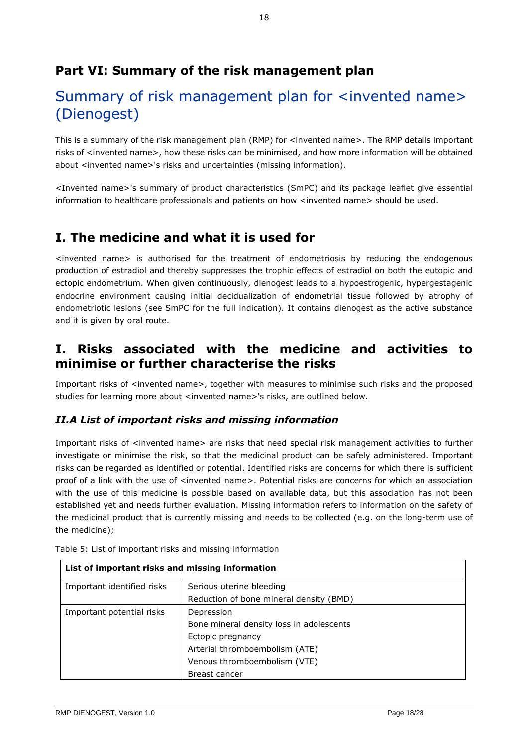# Part VI: Summary of the risk management plan

## Summary of risk management plan for <invented name> (Dienogest)

This is a summary of the risk management plan (RMP) for <invented name>. The RMP details important risks of <invented name>, how these risks can be minimised, and how more information will be obtained about <invented name>'s risks and uncertainties (missing information).

<Invented name>'s summary of product characteristics (SmPC) and its package leaflet give essential information to healthcare professionals and patients on how <invented name> should be used.

## I. The medicine and what it is used for

<invented name> is authorised for the treatment of endometriosis by reducing the endogenous production of estradiol and thereby suppresses the trophic effects of estradiol on both the eutopic and ectopic endometrium. When given continuously, dienogest leads to a hypoestrogenic, hypergestagenic endocrine environment causing initial decidualization of endometrial tissue followed by atrophy of endometriotic lesions (see SmPC for the full indication). It contains dienogest as the active substance and it is given by oral route.

## I. Risks associated with the medicine and activities to minimise or further characterise the risks

Important risks of <invented name>, together with measures to minimise such risks and the proposed studies for learning more about <invented name>'s risks, are outlined below.

### *II.A List of important risks and missing information*

Important risks of <invented name> are risks that need special risk management activities to further investigate or minimise the risk, so that the medicinal product can be safely administered. Important risks can be regarded as identified or potential. Identified risks are concerns for which there is sufficient proof of a link with the use of <invented name>. Potential risks are concerns for which an association with the use of this medicine is possible based on available data, but this association has not been established yet and needs further evaluation. Missing information refers to information on the safety of the medicinal product that is currently missing and needs to be collected (e.g. on the long-term use of the medicine);

Table 5: List of important risks and missing information

| **List of important risks and missing information** | |
|---|---|
| Important identified risks | Serious uterine bleeding<br>Reduction of bone mineral density (BMD) |
| Important potential risks | Depression<br>Bone mineral density loss in adolescents<br>Ectopic pregnancy<br>Arterial thromboembolism (ATE)<br>Venous thromboembolism (VTE)<br>Breast cancer |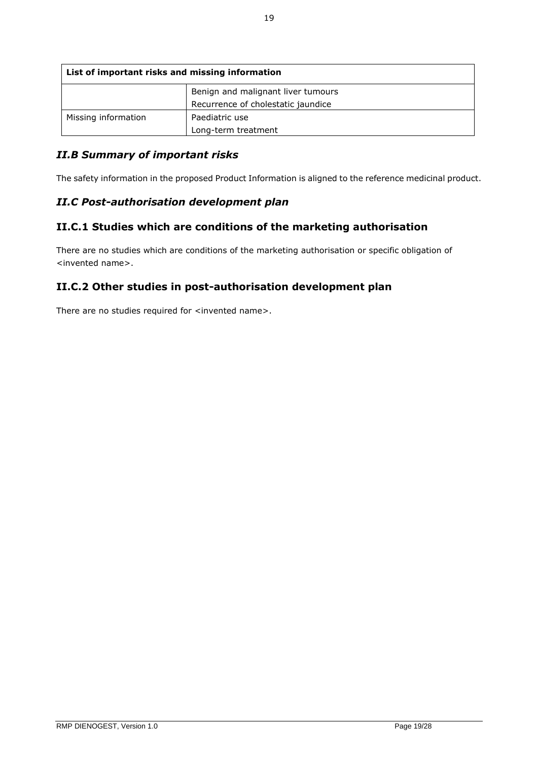| List of important risks and missing information | |
|---|---|
| | Benign and malignant liver tumours<br>Recurrence of cholestatic jaundice |
| Missing information | Paediatric use<br>Long-term treatment |

## *II.B Summary of important risks*

The safety information in the proposed Product Information is aligned to the reference medicinal product.

## *II.C Post-authorisation development plan*

### II.C.1 Studies which are conditions of the marketing authorisation

There are no studies which are conditions of the marketing authorisation or specific obligation of <invented name>.

### II.C.2 Other studies in post-authorisation development plan

There are no studies required for <invented name>.